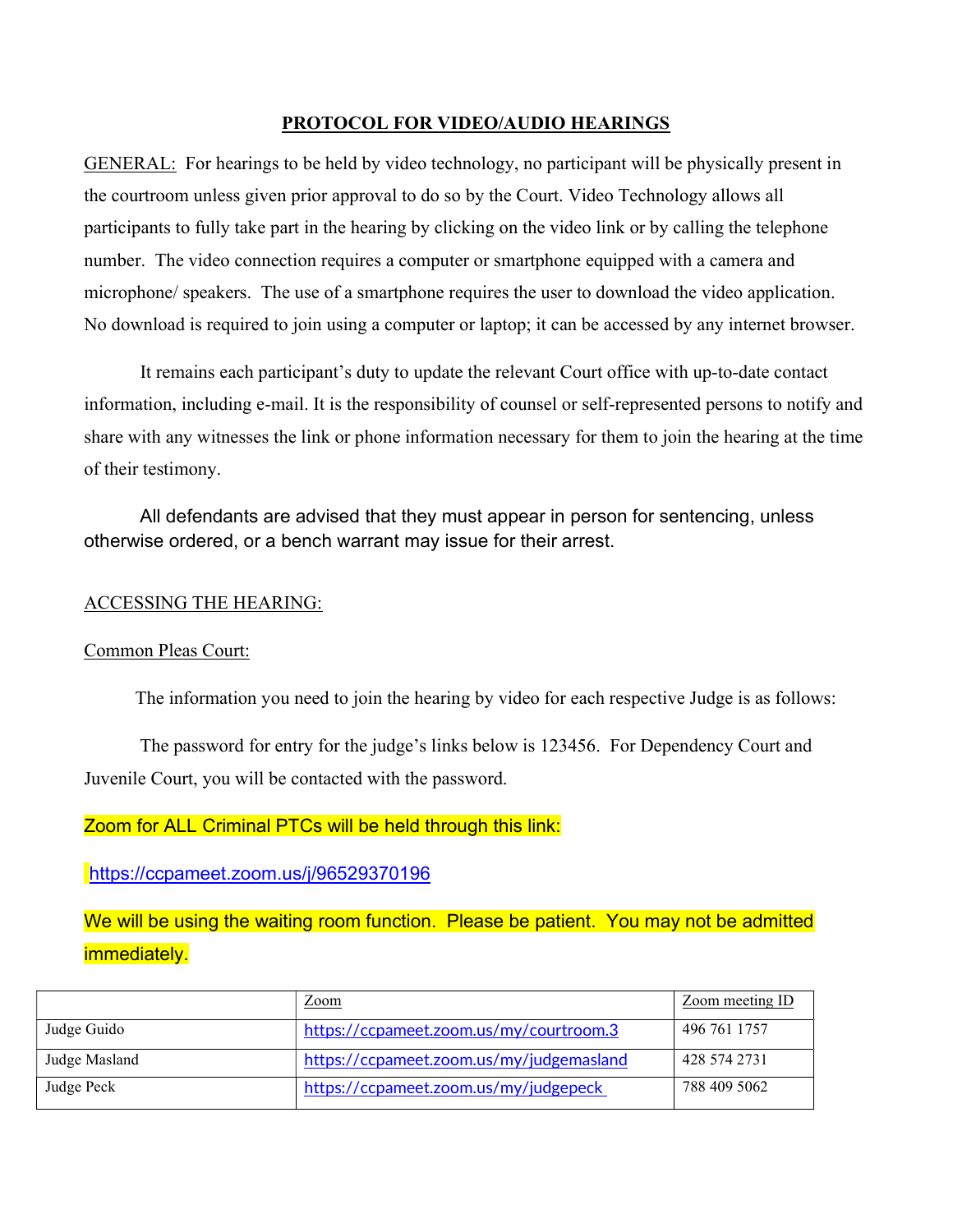# PROTOCOL FOR VIDEO/AUDIO HEARINGS

GENERAL: For hearings to be held by video technology, no participant will be physically present in the courtroom unless given prior approval to do so by the Court. Video Technology allows all participants to fully take part in the hearing by clicking on the video link or by calling the telephone number. The video connection requires a computer or smartphone equipped with a camera and microphone/ speakers. The use of a smartphone requires the user to download the video application. No download is required to join using a computer or laptop; it can be accessed by any internet browser.

It remains each participant's duty to update the relevant Court office with up-to-date contact information, including e-mail. It is the responsibility of counsel or self-represented persons to notify and share with any witnesses the link or phone information necessary for them to join the hearing at the time of their testimony.

All defendants are advised that they must appear in person for sentencing, unless otherwise ordered, or a bench warrant may issue for their arrest.

ACCESSING THE HEARING:

Common Pleas Court:

The information you need to join the hearing by video for each respective Judge is as follows:

The password for entry for the judge's links below is 123456. For Dependency Court and Juvenile Court, you will be contacted with the password.

Zoom for ALL Criminal PTCs will be held through this link:

https://ccpameet.zoom.us/j/96529370196

We will be using the waiting room function. Please be patient. You may not be admitted immediately.

| | Zoom | Zoom meeting ID |
|---|---|---|
| Judge Guido | https://ccpameet.zoom.us/my/courtroom.3 | 496 761 1757 |
| Judge Masland | https://ccpameet.zoom.us/my/judgemasland | 428 574 2731 |
| Judge Peck | https://ccpameet.zoom.us/my/judgepeck | 788 409 5062 |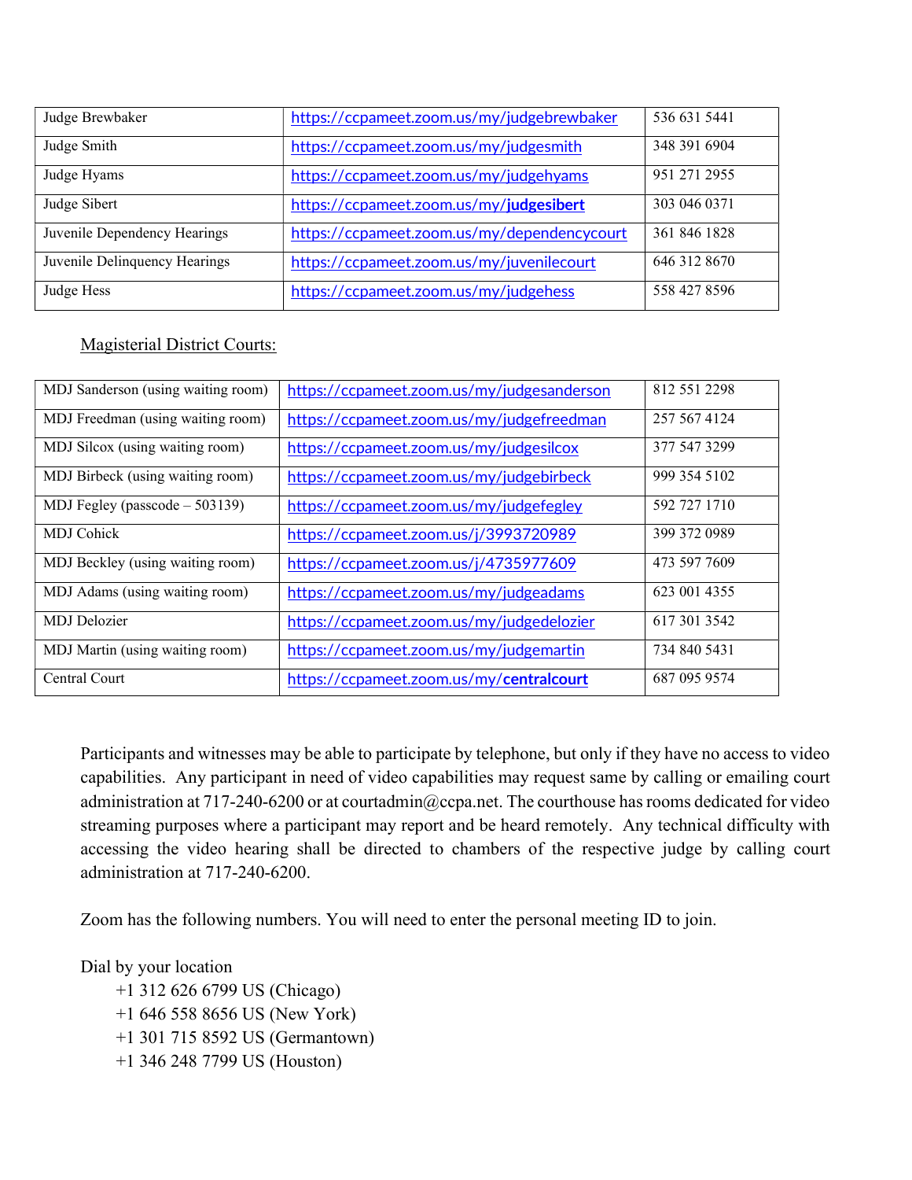| Judge Brewbaker | https://ccpameet.zoom.us/my/judgebrewbaker | 536 631 5441 |
|---|---|---|
| Judge Smith | https://ccpameet.zoom.us/my/judgesmith | 348 391 6904 |
| Judge Hyams | https://ccpameet.zoom.us/my/judgehyams | 951 271 2955 |
| Judge Sibert | https://ccpameet.zoom.us/my/**judgesibert** | 303 046 0371 |
| Juvenile Dependency Hearings | https://ccpameet.zoom.us/my/dependencycourt | 361 846 1828 |
| Juvenile Delinquency Hearings | https://ccpameet.zoom.us/my/juvenilecourt | 646 312 8670 |
| Judge Hess | https://ccpameet.zoom.us/my/judgehess | 558 427 8596 |

Magisterial District Courts:

| MDJ Sanderson (using waiting room) | https://ccpameet.zoom.us/my/judgesanderson | 812 551 2298 |
|---|---|---|
| MDJ Freedman (using waiting room) | https://ccpameet.zoom.us/my/judgefreedman | 257 567 4124 |
| MDJ Silcox (using waiting room) | https://ccpameet.zoom.us/my/judgesilcox | 377 547 3299 |
| MDJ Birbeck (using waiting room) | https://ccpameet.zoom.us/my/judgebirbeck | 999 354 5102 |
| MDJ Fegley (passcode – 503139) | https://ccpameet.zoom.us/my/judgefegley | 592 727 1710 |
| MDJ Cohick | https://ccpameet.zoom.us/j/3993720989 | 399 372 0989 |
| MDJ Beckley (using waiting room) | https://ccpameet.zoom.us/j/4735977609 | 473 597 7609 |
| MDJ Adams (using waiting room) | https://ccpameet.zoom.us/my/judgeadams | 623 001 4355 |
| MDJ Delozier | https://ccpameet.zoom.us/my/judgedelozier | 617 301 3542 |
| MDJ Martin (using waiting room) | https://ccpameet.zoom.us/my/judgemartin | 734 840 5431 |
| Central Court | https://ccpameet.zoom.us/my/**centralcourt** | 687 095 9574 |

Participants and witnesses may be able to participate by telephone, but only if they have no access to video capabilities. Any participant in need of video capabilities may request same by calling or emailing court administration at 717-240-6200 or at courtadmin@ccpa.net. The courthouse has rooms dedicated for video streaming purposes where a participant may report and be heard remotely. Any technical difficulty with accessing the video hearing shall be directed to chambers of the respective judge by calling court administration at 717-240-6200.

Zoom has the following numbers. You will need to enter the personal meeting ID to join.

Dial by your location

- +1 312 626 6799 US (Chicago)
- +1 646 558 8656 US (New York)
- +1 301 715 8592 US (Germantown)
- +1 346 248 7799 US (Houston)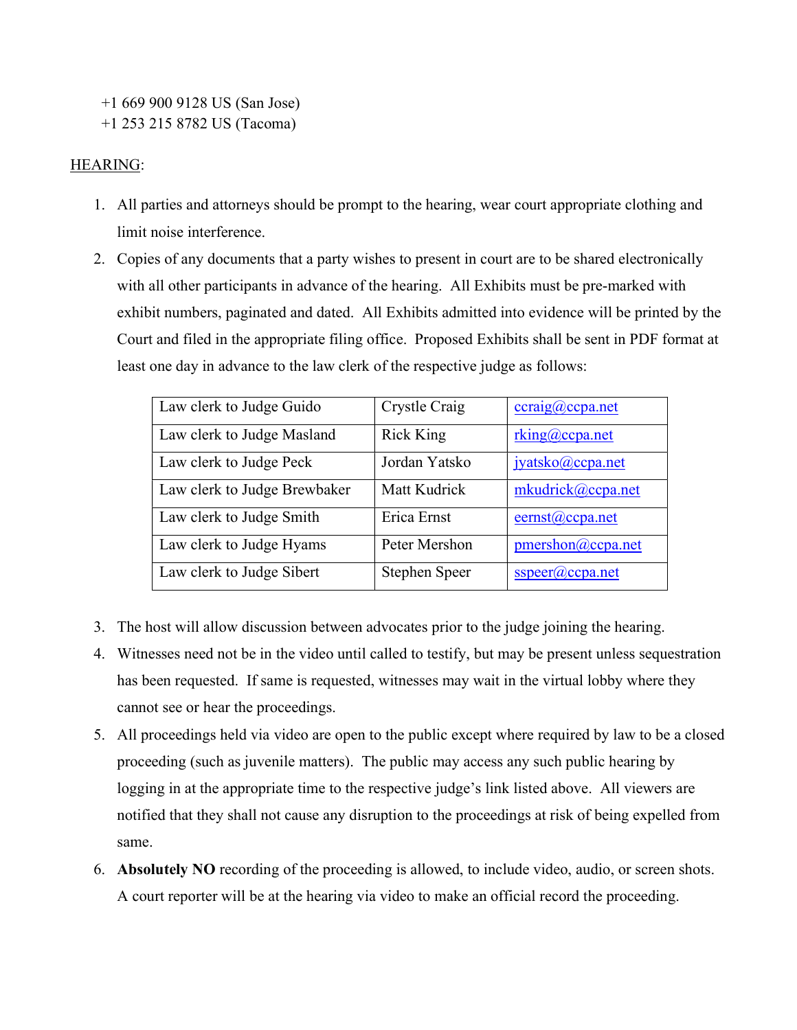+1 669 900 9128 US (San Jose)
+1 253 215 8782 US (Tacoma)

HEARING:

1. All parties and attorneys should be prompt to the hearing, wear court appropriate clothing and limit noise interference.
2. Copies of any documents that a party wishes to present in court are to be shared electronically with all other participants in advance of the hearing. All Exhibits must be pre-marked with exhibit numbers, paginated and dated. All Exhibits admitted into evidence will be printed by the Court and filed in the appropriate filing office. Proposed Exhibits shall be sent in PDF format at least one day in advance to the law clerk of the respective judge as follows:

| Law clerk to Judge Guido | Crystle Craig | ccraig@ccpa.net |
|---|---|---|
| Law clerk to Judge Masland | Rick King | rking@ccpa.net |
| Law clerk to Judge Peck | Jordan Yatsko | jyatsko@ccpa.net |
| Law clerk to Judge Brewbaker | Matt Kudrick | mkudrick@ccpa.net |
| Law clerk to Judge Smith | Erica Ernst | eernst@ccpa.net |
| Law clerk to Judge Hyams | Peter Mershon | pmershon@ccpa.net |
| Law clerk to Judge Sibert | Stephen Speer | sspeer@ccpa.net |

3. The host will allow discussion between advocates prior to the judge joining the hearing.
4. Witnesses need not be in the video until called to testify, but may be present unless sequestration has been requested. If same is requested, witnesses may wait in the virtual lobby where they cannot see or hear the proceedings.
5. All proceedings held via video are open to the public except where required by law to be a closed proceeding (such as juvenile matters). The public may access any such public hearing by logging in at the appropriate time to the respective judge's link listed above. All viewers are notified that they shall not cause any disruption to the proceedings at risk of being expelled from same.
6. **Absolutely NO** recording of the proceeding is allowed, to include video, audio, or screen shots. A court reporter will be at the hearing via video to make an official record the proceeding.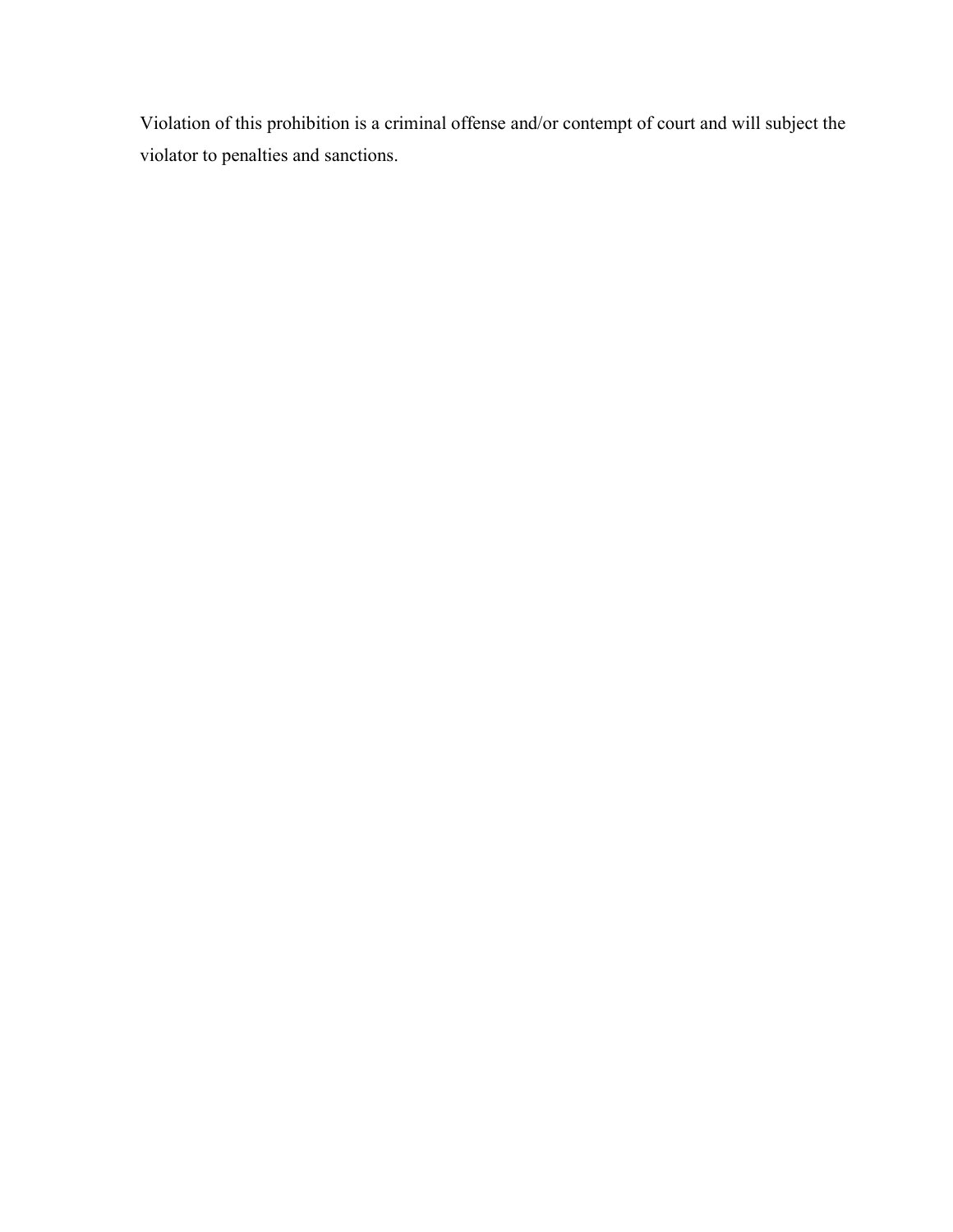Violation of this prohibition is a criminal offense and/or contempt of court and will subject the violator to penalties and sanctions.